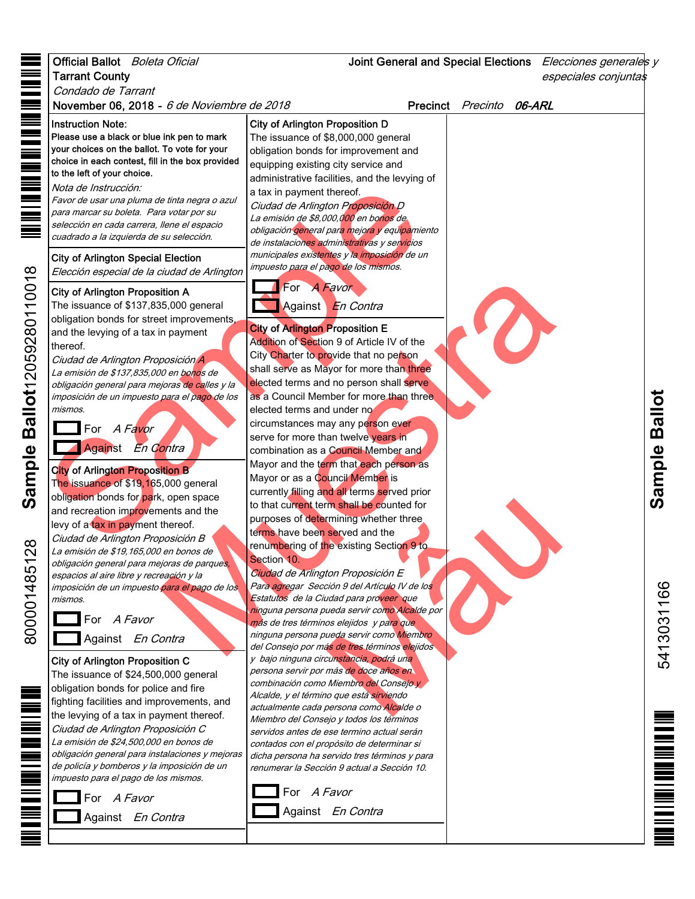**Official Ballot** *Boleta Oficial*
**Tarrant County**
*Condado de Tarrant*
**November 06, 2018** - *6 de Noviembre de 2018*

**Joint General and Special Elections** *Elecciones generales y especiales conjuntas*

**Precinct** *Precinto* ***06-ARL***

**Instruction Note:**
**Please use a black or blue ink pen to mark your choices on the ballot. To vote for your choice in each contest, fill in the box provided to the left of your choice.**

*Nota de Instrucción:*
*Favor de usar una pluma de tinta negra o azul para marcar su boleta. Para votar por su selección en cada carrera, llene el espacio cuadrado a la izquierda de su selección.*

## City of Arlington Special Election
*Elección especial de la ciudad de Arlington*

### City of Arlington Proposition A

The issuance of $137,835,000 general obligation bonds for street improvements, and the levying of a tax in payment thereof.

*Ciudad de Arlington Proposición A*

*La emisión de $137,835,000 en bonos de obligación general para mejoras de calles y la imposición de un impuesto para el pago de los mismos.*

- [ ] For *A Favor*
- [ ] Against *En Contra*

### City of Arlington Proposition B

The issuance of $19,165,000 general obligation bonds for park, open space and recreation improvements and the levy of a tax in payment thereof.

*Ciudad de Arlington Proposición B*

*La emisión de $19,165,000 en bonos de obligación general para mejoras de parques, espacios al aire libre y recreación y la imposición de un impuesto para el pago de los mismos.*

- [ ] For *A Favor*
- [ ] Against *En Contra*

### City of Arlington Proposition C

The issuance of $24,500,000 general obligation bonds for police and fire fighting facilities and improvements, and the levying of a tax in payment thereof.

*Ciudad de Arlington Proposición C*

*La emisión de $24,500,000 en bonos de obligación general para instalaciones y mejoras de policía y bomberos y la imposición de un impuesto para el pago de los mismos.*

- [ ] For *A Favor*
- [ ] Against *En Contra*

### City of Arlington Proposition D

The issuance of $8,000,000 general obligation bonds for improvement and equipping existing city service and administrative facilities, and the levying of a tax in payment thereof.

*Ciudad de Arlington Proposición D*

*La emisión de $8,000,000 en bonos de obligación general para mejora y equipamiento de instalaciones administrativas y servicios municipales existentes y la imposición de un impuesto para el pago de los mismos.*

- [ ] For *A Favor*
- [ ] Against *En Contra*

### City of Arlington Proposition E

Addition of Section 9 of Article IV of the City Charter to provide that no person shall serve as Mayor for more than three elected terms and no person shall serve as a Council Member for more than three elected terms and under no circumstances may any person ever serve for more than twelve years in combination as a Council Member and Mayor and the term that each person as Mayor or as a Council Member is currently filling and all terms served prior to that current term shall be counted for purposes of determining whether three terms have been served and the renumbering of the existing Section 9 to Section 10.

*Ciudad de Arlington Proposición E*

*Para agregar Sección 9 del Artículo IV de los Estatutos de la Ciudad para proveer que ninguna persona pueda servir como Alcalde por más de tres términos elejidos y para que ninguna persona pueda servir como Miembro del Consejo por más de tres términos elejidos y bajo ninguna circunstancia, podrá una persona servir por más de doce años en combinación como Miembro del Consejo y Alcalde, y el término que está sirviendo actualmente cada persona como Alcalde o Miembro del Consejo y todos los términos servidos antes de ese termino actual serán contados con el propósito de determinar si dicha persona ha servido tres términos y para renumerar la Sección 9 actual a Sección 10.*

- [ ] For *A Favor*
- [ ] Against *En Contra*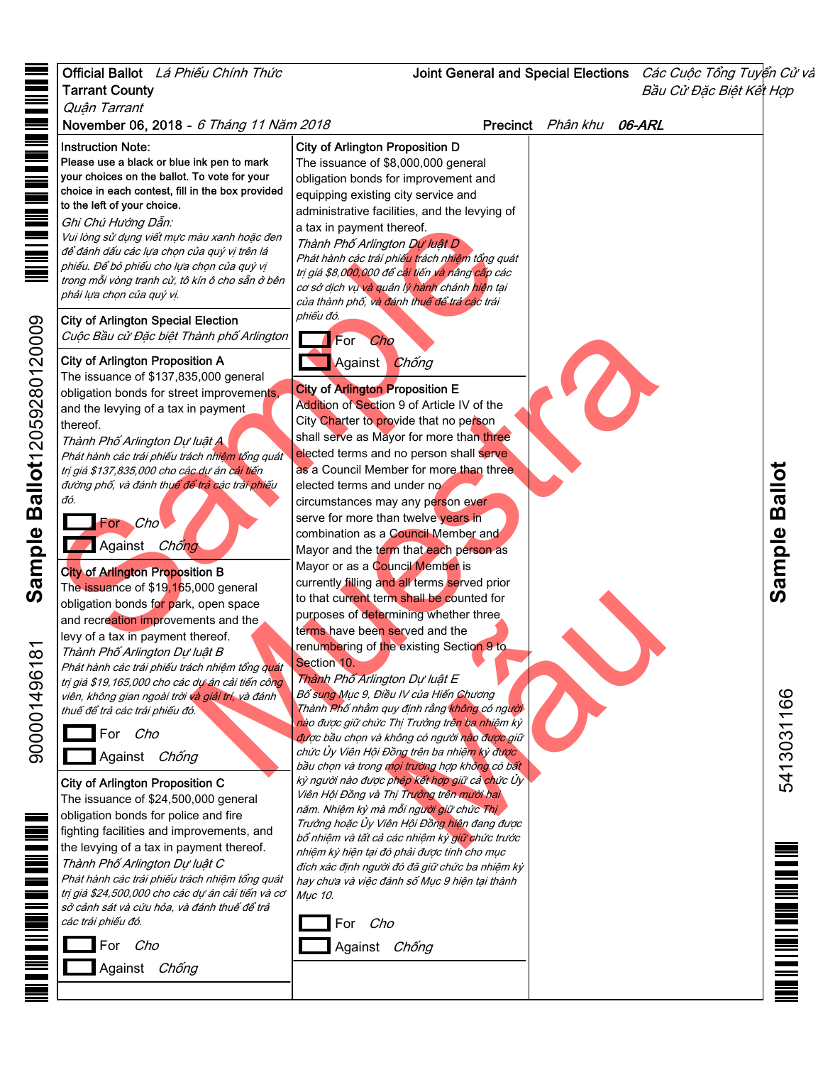**Official Ballot** *Lá Phiếu Chính Thức*
**Tarrant County**
*Quận Tarrant*
**November 06, 2018** - *6 Tháng 11 Năm 2018*

**Joint General and Special Elections** *Các Cuộc Tổng Tuyển Cử và Bầu Cử Đặc Biệt Kết Hợp*

**Precinct** *Phân khu* ***06-ARL***

**Instruction Note:**
**Please use a black or blue ink pen to mark your choices on the ballot. To vote for your choice in each contest, fill in the box provided to the left of your choice.**

*Ghi Chú Hướng Dẫn:*
*Vui lòng sử dụng viết mực màu xanh hoặc đen để đánh dấu các lựa chọn của quý vị trên lá phiếu. Để bỏ phiếu cho lựa chọn của quý vị trong mỗi vòng tranh cử, tô kín ô cho sẵn ở bên phải lựa chọn của quý vị.*

## City of Arlington Special Election
*Cuộc Bầu cử Đặc biệt Thành phố Arlington*

### City of Arlington Proposition A
The issuance of $137,835,000 general obligation bonds for street improvements, and the levying of a tax in payment thereof.

*Thành Phố Arlington Dự luật A*
*Phát hành các trái phiếu trách nhiệm tổng quát trị giá $137,835,000 cho các dự án cải tiến đường phố, và đánh thuế để trả các trái phiếu đó.*

- [ ] For *Cho*
- [ ] Against *Chống*

### City of Arlington Proposition B
The issuance of $19,165,000 general obligation bonds for park, open space and recreation improvements and the levy of a tax in payment thereof.

*Thành Phố Arlington Dự luật B*
*Phát hành các trái phiếu trách nhiệm tổng quát trị giá $19,165,000 cho các dự án cải tiến công viên, không gian ngoài trời và giải trí, và đánh thuế để trả các trái phiếu đó.*

- [ ] For *Cho*
- [ ] Against *Chống*

### City of Arlington Proposition C
The issuance of $24,500,000 general obligation bonds for police and fire fighting facilities and improvements, and the levying of a tax in payment thereof.

*Thành Phố Arlington Dự luật C*
*Phát hành các trái phiếu trách nhiệm tổng quát trị giá $24,500,000 cho các dự án cải tiến và cơ sở cảnh sát và cứu hỏa, và đánh thuế để trả các trái phiếu đó.*

- [ ] For *Cho*
- [ ] Against *Chống*

### City of Arlington Proposition D
The issuance of $8,000,000 general obligation bonds for improvement and equipping existing city service and administrative facilities, and the levying of a tax in payment thereof.

*Thành Phố Arlington Dự luật D*
*Phát hành các trái phiếu trách nhiệm tổng quát trị giá $8,000,000 để cải tiến và nâng cấp các cơ sở dịch vụ và quản lý hành chánh hiện tại của thành phố, và đánh thuế để trả các trái phiếu đó.*

- [ ] For *Cho*
- [ ] Against *Chống*

### City of Arlington Proposition E
Addition of Section 9 of Article IV of the City Charter to provide that no person shall serve as Mayor for more than three elected terms and no person shall serve as a Council Member for more than three elected terms and under no circumstances may any person ever serve for more than twelve years in combination as a Council Member and Mayor and the term that each person as Mayor or as a Council Member is currently filling and all terms served prior to that current term shall be counted for purposes of determining whether three terms have been served and the renumbering of the existing Section 9 to Section 10.

*Thành Phố Arlington Dự luật E*
*Bổ sung Mục 9, Điều IV của Hiến Chương Thành Phố nhằm quy định rằng không có người nào được giữ chức Thị Trưởng trên ba nhiệm kỳ được bầu chọn và không có người nào được giữ chức Ủy Viên Hội Đồng trên ba nhiệm kỳ được bầu chọn và trong mọi trường hợp không có bất kỳ người nào được phép kết hợp giữ cả chức Ủy Viên Hội Đồng và Thị Trưởng trên mười hai năm. Nhiệm kỳ mà mỗi người giữ chức Thị Trưởng hoặc Ủy Viên Hội Đồng hiện đang được bổ nhiệm và tất cả các nhiệm kỳ giữ chức trước nhiệm kỳ hiện tại đó phải được tính cho mục đích xác định người đó đã giữ chức ba nhiệm kỳ hay chưa và việc đánh số Mục 9 hiện tại thành Mục 10.*

- [ ] For *Cho*
- [ ] Against *Chống*

Sample Ballot 120592801200009

9000014961 81

Sample Ballot

5413031166